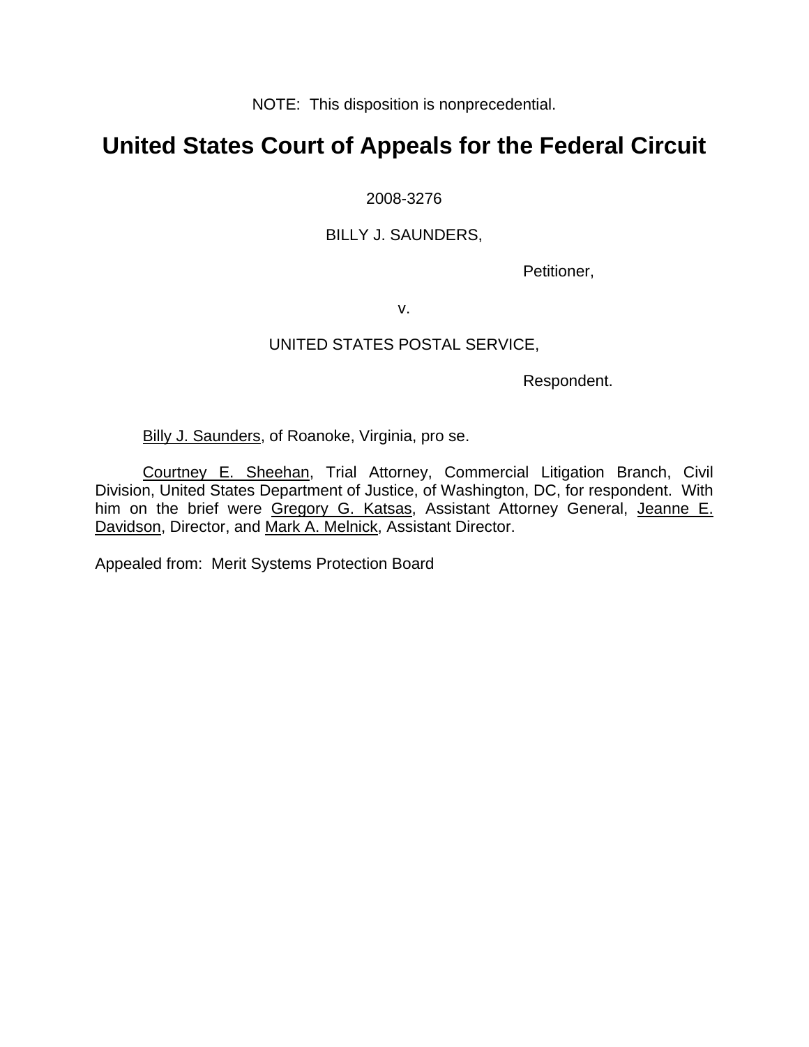NOTE: This disposition is nonprecedential.

# United States Court of Appeals for the Federal Circuit

2008-3276

BILLY J. SAUNDERS,

Petitioner,

v.

UNITED STATES POSTAL SERVICE,

Respondent.

Billy J. Saunders, of Roanoke, Virginia, pro se.

Courtney E. Sheehan, Trial Attorney, Commercial Litigation Branch, Civil Division, United States Department of Justice, of Washington, DC, for respondent. With him on the brief were Gregory G. Katsas, Assistant Attorney General, Jeanne E. Davidson, Director, and Mark A. Melnick, Assistant Director.

Appealed from: Merit Systems Protection Board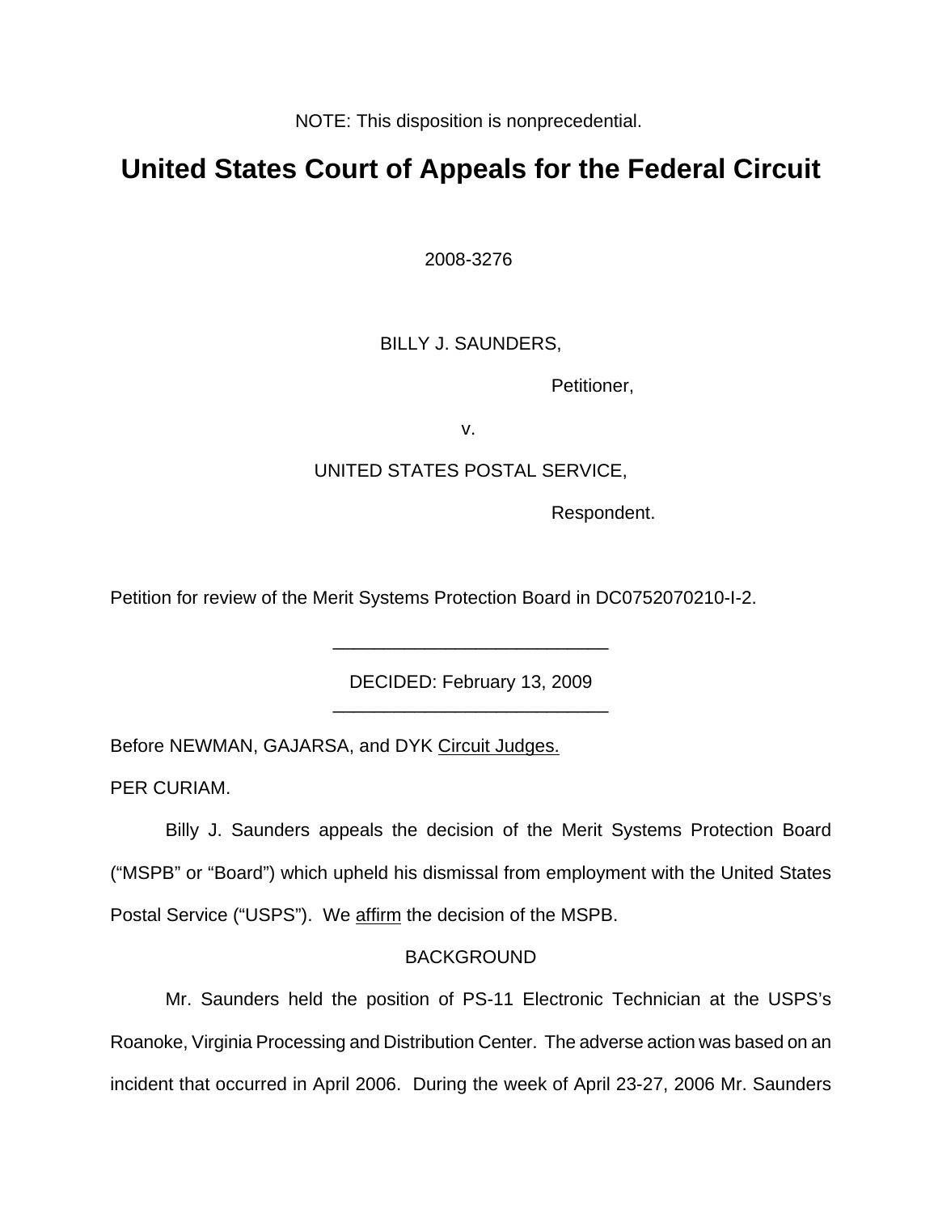NOTE: This disposition is nonprecedential.

# United States Court of Appeals for the Federal Circuit

2008-3276

BILLY J. SAUNDERS,

Petitioner,

v.

UNITED STATES POSTAL SERVICE,

Respondent.

Petition for review of the Merit Systems Protection Board in DC0752070210-I-2.

---

DECIDED: February 13, 2009

---

Before NEWMAN, GAJARSA, and DYK Circuit Judges.

PER CURIAM.

Billy J. Saunders appeals the decision of the Merit Systems Protection Board ("MSPB" or "Board") which upheld his dismissal from employment with the United States Postal Service ("USPS"). We affirm the decision of the MSPB.

## BACKGROUND

Mr. Saunders held the position of PS-11 Electronic Technician at the USPS's Roanoke, Virginia Processing and Distribution Center. The adverse action was based on an incident that occurred in April 2006. During the week of April 23-27, 2006 Mr. Saunders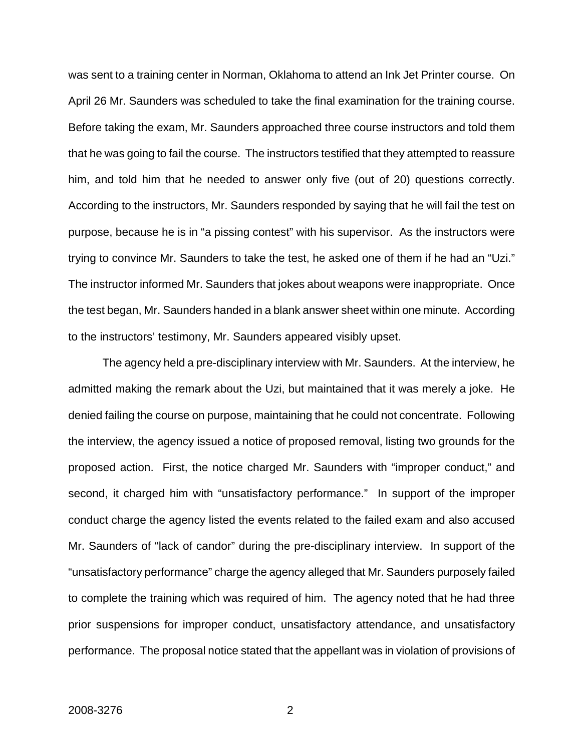was sent to a training center in Norman, Oklahoma to attend an Ink Jet Printer course. On April 26 Mr. Saunders was scheduled to take the final examination for the training course. Before taking the exam, Mr. Saunders approached three course instructors and told them that he was going to fail the course. The instructors testified that they attempted to reassure him, and told him that he needed to answer only five (out of 20) questions correctly. According to the instructors, Mr. Saunders responded by saying that he will fail the test on purpose, because he is in "a pissing contest" with his supervisor. As the instructors were trying to convince Mr. Saunders to take the test, he asked one of them if he had an "Uzi." The instructor informed Mr. Saunders that jokes about weapons were inappropriate. Once the test began, Mr. Saunders handed in a blank answer sheet within one minute. According to the instructors' testimony, Mr. Saunders appeared visibly upset.

The agency held a pre-disciplinary interview with Mr. Saunders. At the interview, he admitted making the remark about the Uzi, but maintained that it was merely a joke. He denied failing the course on purpose, maintaining that he could not concentrate. Following the interview, the agency issued a notice of proposed removal, listing two grounds for the proposed action. First, the notice charged Mr. Saunders with "improper conduct," and second, it charged him with "unsatisfactory performance." In support of the improper conduct charge the agency listed the events related to the failed exam and also accused Mr. Saunders of "lack of candor" during the pre-disciplinary interview. In support of the "unsatisfactory performance" charge the agency alleged that Mr. Saunders purposely failed to complete the training which was required of him. The agency noted that he had three prior suspensions for improper conduct, unsatisfactory attendance, and unsatisfactory performance. The proposal notice stated that the appellant was in violation of provisions of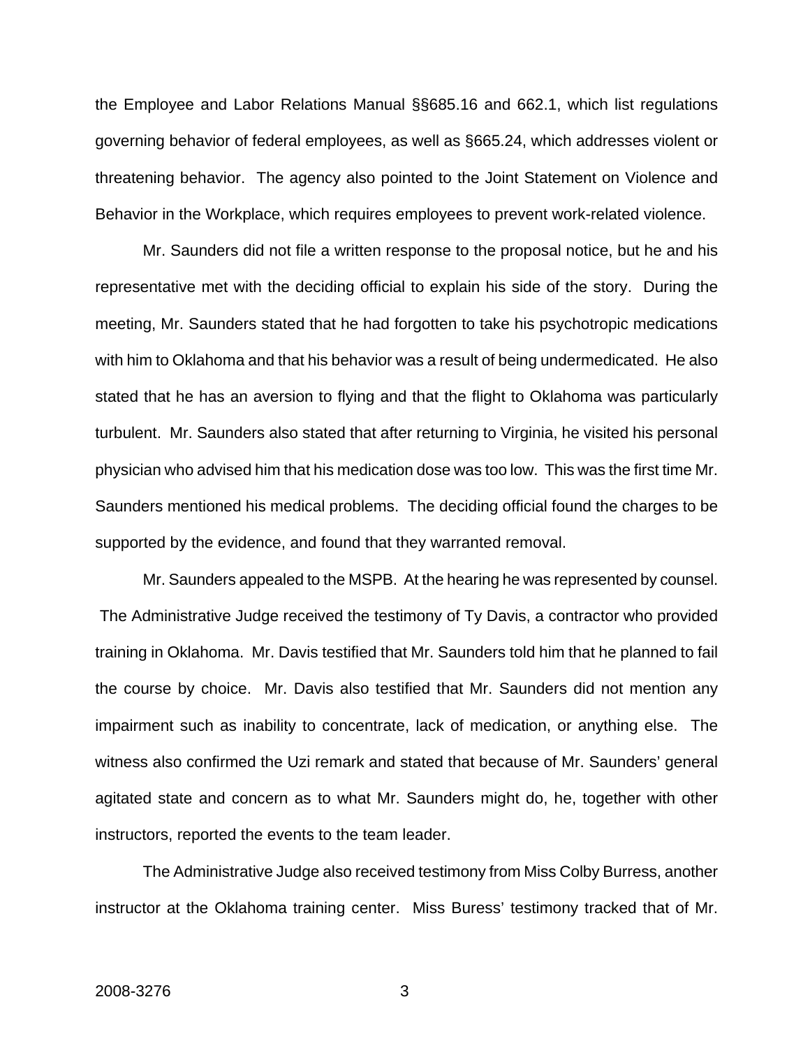the Employee and Labor Relations Manual §§685.16 and 662.1, which list regulations governing behavior of federal employees, as well as §665.24, which addresses violent or threatening behavior. The agency also pointed to the Joint Statement on Violence and Behavior in the Workplace, which requires employees to prevent work-related violence.

Mr. Saunders did not file a written response to the proposal notice, but he and his representative met with the deciding official to explain his side of the story. During the meeting, Mr. Saunders stated that he had forgotten to take his psychotropic medications with him to Oklahoma and that his behavior was a result of being undermedicated. He also stated that he has an aversion to flying and that the flight to Oklahoma was particularly turbulent. Mr. Saunders also stated that after returning to Virginia, he visited his personal physician who advised him that his medication dose was too low. This was the first time Mr. Saunders mentioned his medical problems. The deciding official found the charges to be supported by the evidence, and found that they warranted removal.

Mr. Saunders appealed to the MSPB. At the hearing he was represented by counsel. The Administrative Judge received the testimony of Ty Davis, a contractor who provided training in Oklahoma. Mr. Davis testified that Mr. Saunders told him that he planned to fail the course by choice. Mr. Davis also testified that Mr. Saunders did not mention any impairment such as inability to concentrate, lack of medication, or anything else. The witness also confirmed the Uzi remark and stated that because of Mr. Saunders' general agitated state and concern as to what Mr. Saunders might do, he, together with other instructors, reported the events to the team leader.

The Administrative Judge also received testimony from Miss Colby Burress, another instructor at the Oklahoma training center. Miss Buress' testimony tracked that of Mr.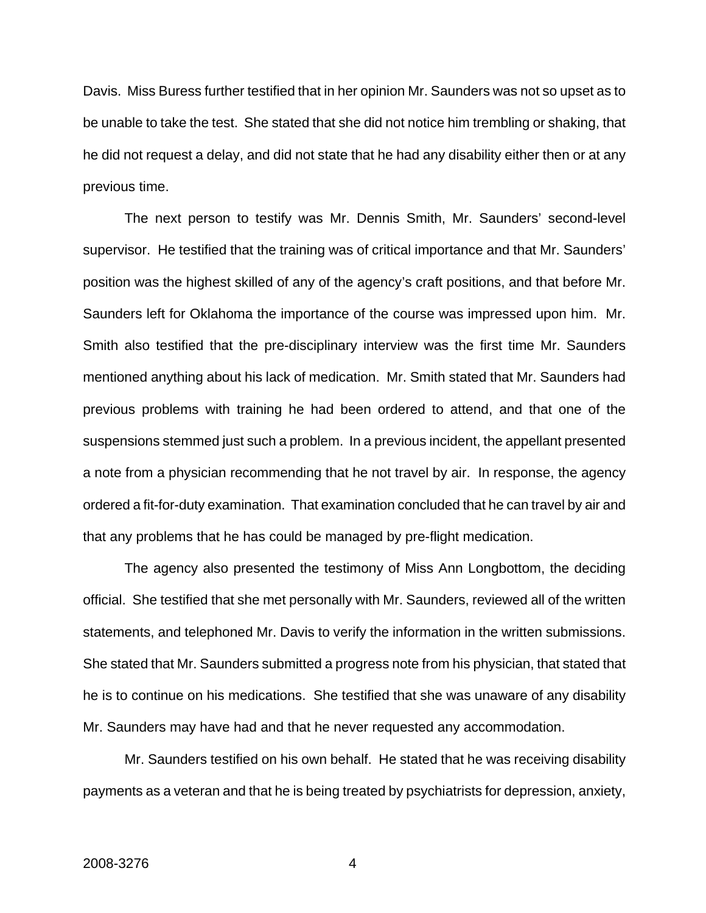Davis. Miss Buress further testified that in her opinion Mr. Saunders was not so upset as to be unable to take the test. She stated that she did not notice him trembling or shaking, that he did not request a delay, and did not state that he had any disability either then or at any previous time.

The next person to testify was Mr. Dennis Smith, Mr. Saunders' second-level supervisor. He testified that the training was of critical importance and that Mr. Saunders' position was the highest skilled of any of the agency's craft positions, and that before Mr. Saunders left for Oklahoma the importance of the course was impressed upon him. Mr. Smith also testified that the pre-disciplinary interview was the first time Mr. Saunders mentioned anything about his lack of medication. Mr. Smith stated that Mr. Saunders had previous problems with training he had been ordered to attend, and that one of the suspensions stemmed just such a problem. In a previous incident, the appellant presented a note from a physician recommending that he not travel by air. In response, the agency ordered a fit-for-duty examination. That examination concluded that he can travel by air and that any problems that he has could be managed by pre-flight medication.

The agency also presented the testimony of Miss Ann Longbottom, the deciding official. She testified that she met personally with Mr. Saunders, reviewed all of the written statements, and telephoned Mr. Davis to verify the information in the written submissions. She stated that Mr. Saunders submitted a progress note from his physician, that stated that he is to continue on his medications. She testified that she was unaware of any disability Mr. Saunders may have had and that he never requested any accommodation.

Mr. Saunders testified on his own behalf. He stated that he was receiving disability payments as a veteran and that he is being treated by psychiatrists for depression, anxiety,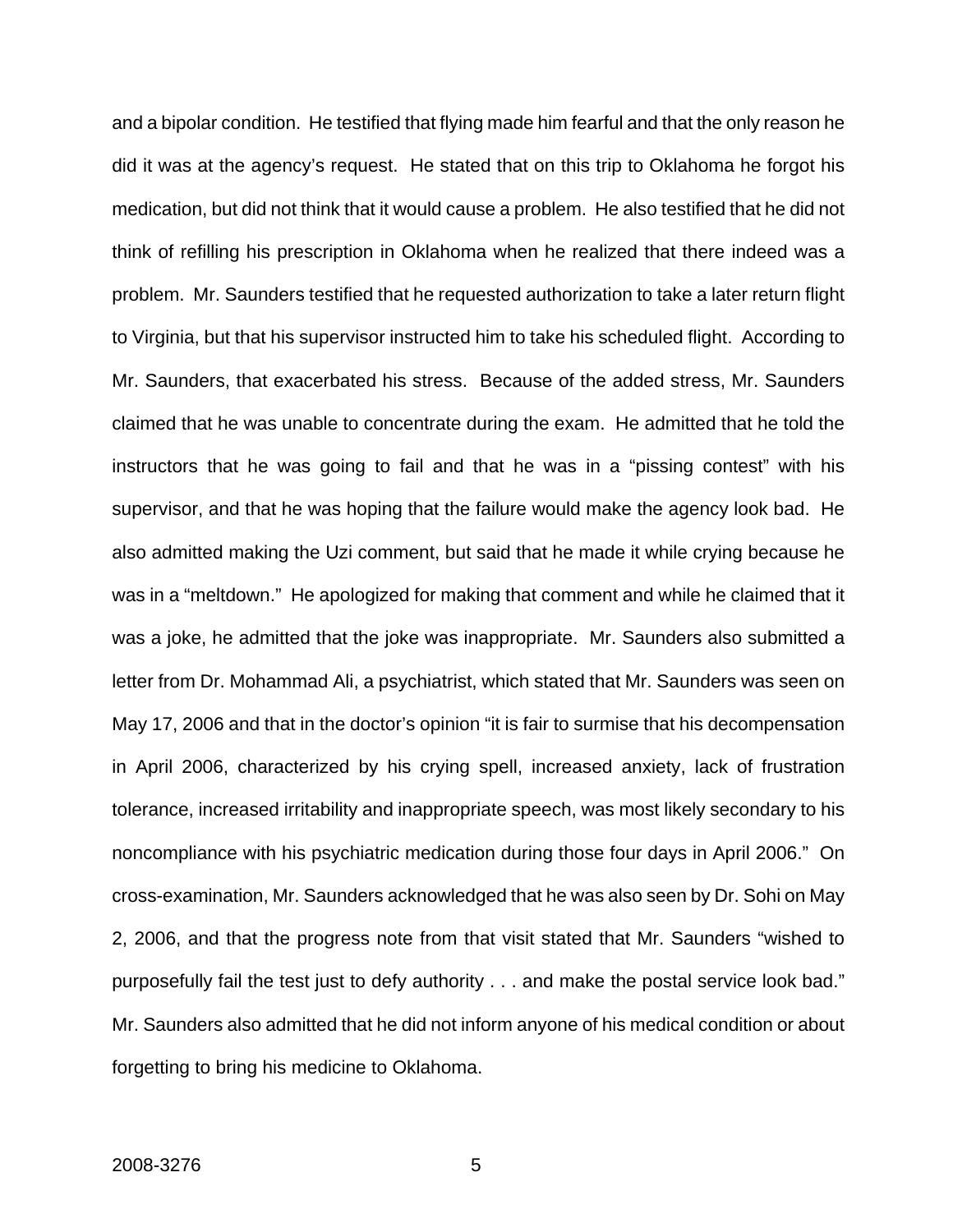and a bipolar condition. He testified that flying made him fearful and that the only reason he did it was at the agency's request. He stated that on this trip to Oklahoma he forgot his medication, but did not think that it would cause a problem. He also testified that he did not think of refilling his prescription in Oklahoma when he realized that there indeed was a problem. Mr. Saunders testified that he requested authorization to take a later return flight to Virginia, but that his supervisor instructed him to take his scheduled flight. According to Mr. Saunders, that exacerbated his stress. Because of the added stress, Mr. Saunders claimed that he was unable to concentrate during the exam. He admitted that he told the instructors that he was going to fail and that he was in a "pissing contest" with his supervisor, and that he was hoping that the failure would make the agency look bad. He also admitted making the Uzi comment, but said that he made it while crying because he was in a "meltdown." He apologized for making that comment and while he claimed that it was a joke, he admitted that the joke was inappropriate. Mr. Saunders also submitted a letter from Dr. Mohammad Ali, a psychiatrist, which stated that Mr. Saunders was seen on May 17, 2006 and that in the doctor's opinion "it is fair to surmise that his decompensation in April 2006, characterized by his crying spell, increased anxiety, lack of frustration tolerance, increased irritability and inappropriate speech, was most likely secondary to his noncompliance with his psychiatric medication during those four days in April 2006." On cross-examination, Mr. Saunders acknowledged that he was also seen by Dr. Sohi on May 2, 2006, and that the progress note from that visit stated that Mr. Saunders "wished to purposefully fail the test just to defy authority . . . and make the postal service look bad." Mr. Saunders also admitted that he did not inform anyone of his medical condition or about forgetting to bring his medicine to Oklahoma.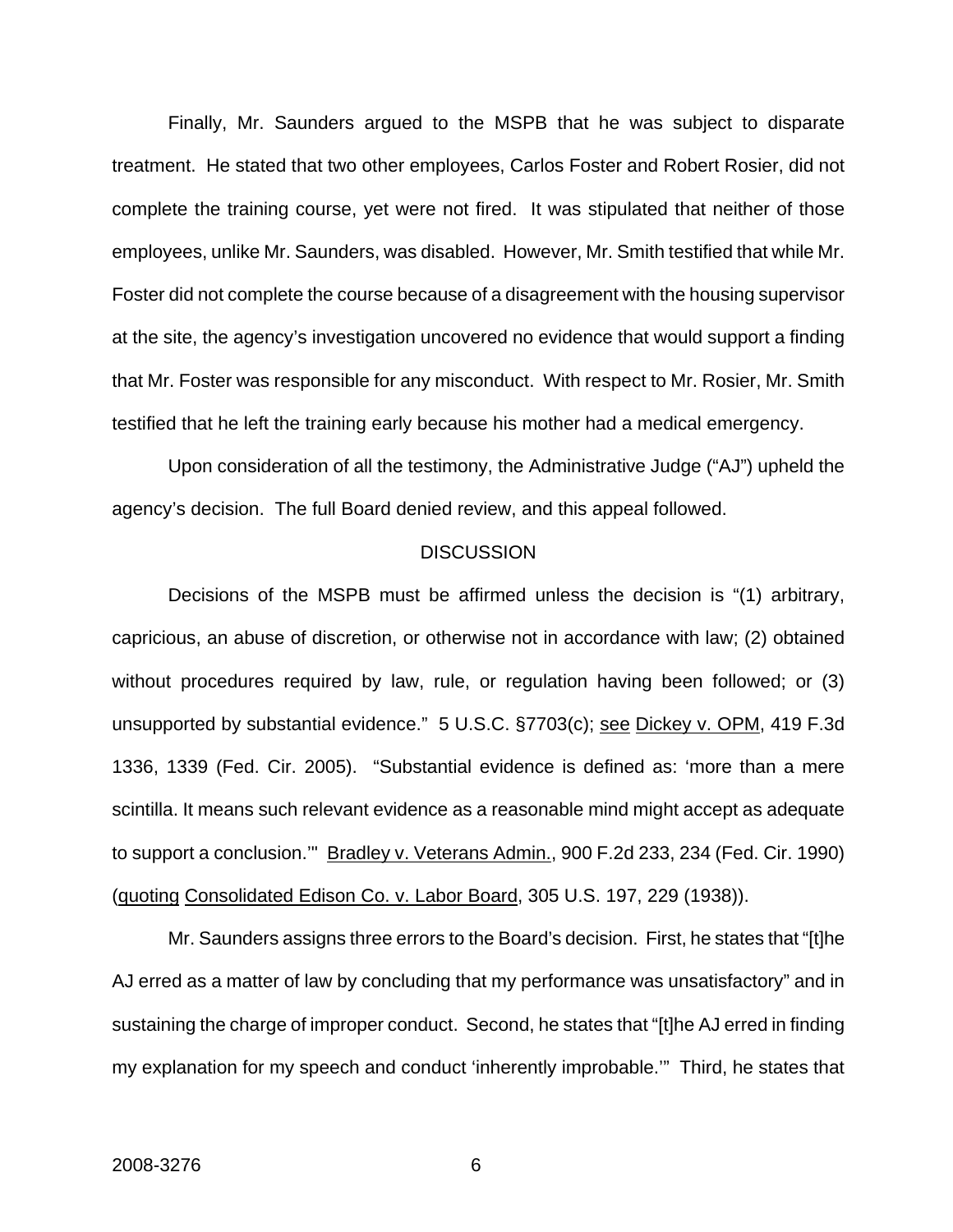Finally, Mr. Saunders argued to the MSPB that he was subject to disparate treatment. He stated that two other employees, Carlos Foster and Robert Rosier, did not complete the training course, yet were not fired. It was stipulated that neither of those employees, unlike Mr. Saunders, was disabled. However, Mr. Smith testified that while Mr. Foster did not complete the course because of a disagreement with the housing supervisor at the site, the agency's investigation uncovered no evidence that would support a finding that Mr. Foster was responsible for any misconduct. With respect to Mr. Rosier, Mr. Smith testified that he left the training early because his mother had a medical emergency.

Upon consideration of all the testimony, the Administrative Judge ("AJ") upheld the agency's decision. The full Board denied review, and this appeal followed.

## DISCUSSION

Decisions of the MSPB must be affirmed unless the decision is "(1) arbitrary, capricious, an abuse of discretion, or otherwise not in accordance with law; (2) obtained without procedures required by law, rule, or regulation having been followed; or (3) unsupported by substantial evidence." 5 U.S.C. §7703(c); see Dickey v. OPM, 419 F.3d 1336, 1339 (Fed. Cir. 2005). "Substantial evidence is defined as: 'more than a mere scintilla. It means such relevant evidence as a reasonable mind might accept as adequate to support a conclusion.'" Bradley v. Veterans Admin., 900 F.2d 233, 234 (Fed. Cir. 1990) (quoting Consolidated Edison Co. v. Labor Board, 305 U.S. 197, 229 (1938)).

Mr. Saunders assigns three errors to the Board's decision. First, he states that "[t]he AJ erred as a matter of law by concluding that my performance was unsatisfactory" and in sustaining the charge of improper conduct. Second, he states that "[t]he AJ erred in finding my explanation for my speech and conduct 'inherently improbable.'" Third, he states that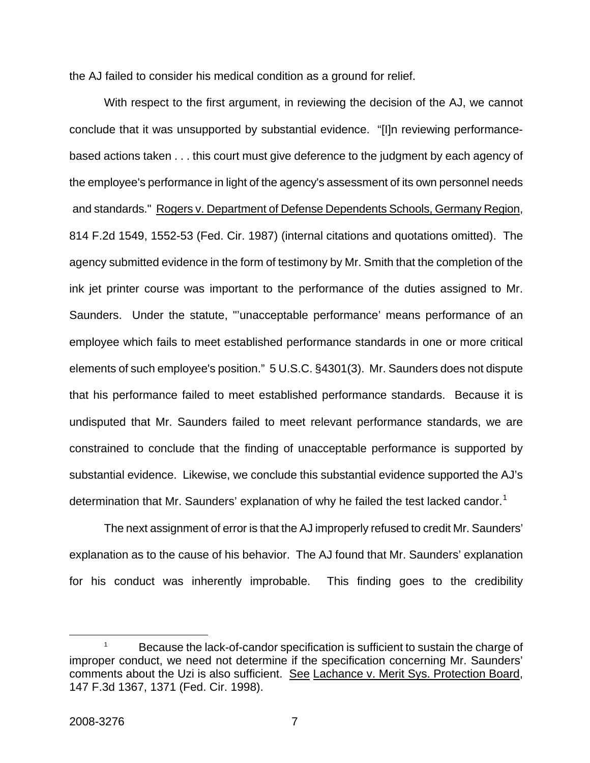the AJ failed to consider his medical condition as a ground for relief.

With respect to the first argument, in reviewing the decision of the AJ, we cannot conclude that it was unsupported by substantial evidence. "[I]n reviewing performance-based actions taken . . . this court must give deference to the judgment by each agency of the employee's performance in light of the agency's assessment of its own personnel needs and standards." Rogers v. Department of Defense Dependents Schools, Germany Region, 814 F.2d 1549, 1552-53 (Fed. Cir. 1987) (internal citations and quotations omitted). The agency submitted evidence in the form of testimony by Mr. Smith that the completion of the ink jet printer course was important to the performance of the duties assigned to Mr. Saunders. Under the statute, "'unacceptable performance' means performance of an employee which fails to meet established performance standards in one or more critical elements of such employee's position." 5 U.S.C. §4301(3). Mr. Saunders does not dispute that his performance failed to meet established performance standards. Because it is undisputed that Mr. Saunders failed to meet relevant performance standards, we are constrained to conclude that the finding of unacceptable performance is supported by substantial evidence. Likewise, we conclude this substantial evidence supported the AJ's determination that Mr. Saunders' explanation of why he failed the test lacked candor.[1]

The next assignment of error is that the AJ improperly refused to credit Mr. Saunders' explanation as to the cause of his behavior. The AJ found that Mr. Saunders' explanation for his conduct was inherently improbable. This finding goes to the credibility

---

[1] Because the lack-of-candor specification is sufficient to sustain the charge of improper conduct, we need not determine if the specification concerning Mr. Saunders' comments about the Uzi is also sufficient. See Lachance v. Merit Sys. Protection Board, 147 F.3d 1367, 1371 (Fed. Cir. 1998).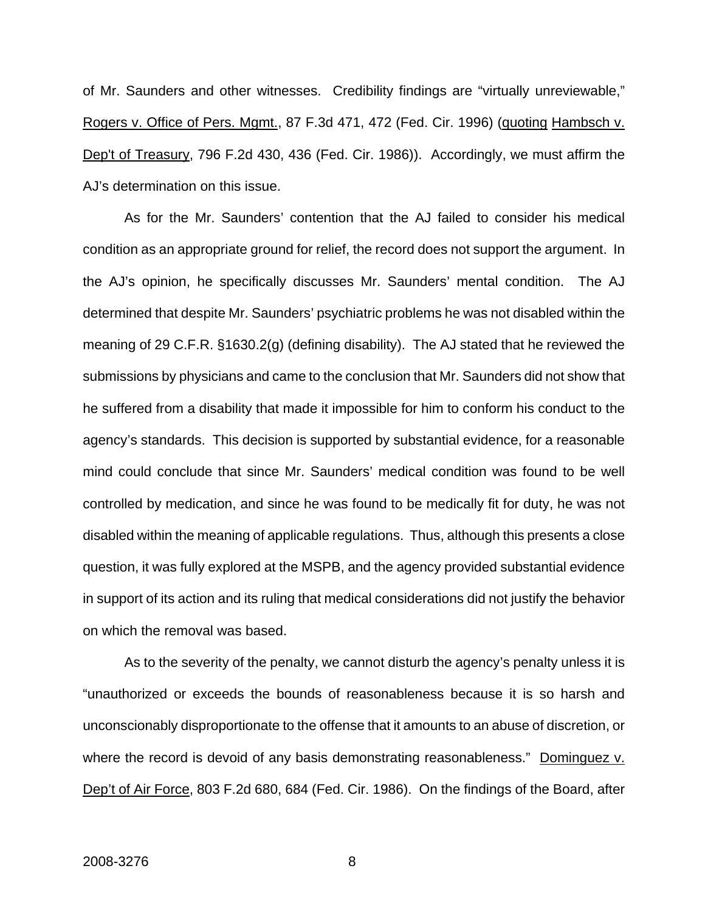of Mr. Saunders and other witnesses. Credibility findings are "virtually unreviewable," Rogers v. Office of Pers. Mgmt., 87 F.3d 471, 472 (Fed. Cir. 1996) (quoting Hambsch v. Dep't of Treasury, 796 F.2d 430, 436 (Fed. Cir. 1986)). Accordingly, we must affirm the AJ's determination on this issue.

As for the Mr. Saunders' contention that the AJ failed to consider his medical condition as an appropriate ground for relief, the record does not support the argument. In the AJ's opinion, he specifically discusses Mr. Saunders' mental condition. The AJ determined that despite Mr. Saunders' psychiatric problems he was not disabled within the meaning of 29 C.F.R. §1630.2(g) (defining disability). The AJ stated that he reviewed the submissions by physicians and came to the conclusion that Mr. Saunders did not show that he suffered from a disability that made it impossible for him to conform his conduct to the agency's standards. This decision is supported by substantial evidence, for a reasonable mind could conclude that since Mr. Saunders' medical condition was found to be well controlled by medication, and since he was found to be medically fit for duty, he was not disabled within the meaning of applicable regulations. Thus, although this presents a close question, it was fully explored at the MSPB, and the agency provided substantial evidence in support of its action and its ruling that medical considerations did not justify the behavior on which the removal was based.

As to the severity of the penalty, we cannot disturb the agency's penalty unless it is "unauthorized or exceeds the bounds of reasonableness because it is so harsh and unconscionably disproportionate to the offense that it amounts to an abuse of discretion, or where the record is devoid of any basis demonstrating reasonableness." Dominguez v. Dep't of Air Force, 803 F.2d 680, 684 (Fed. Cir. 1986). On the findings of the Board, after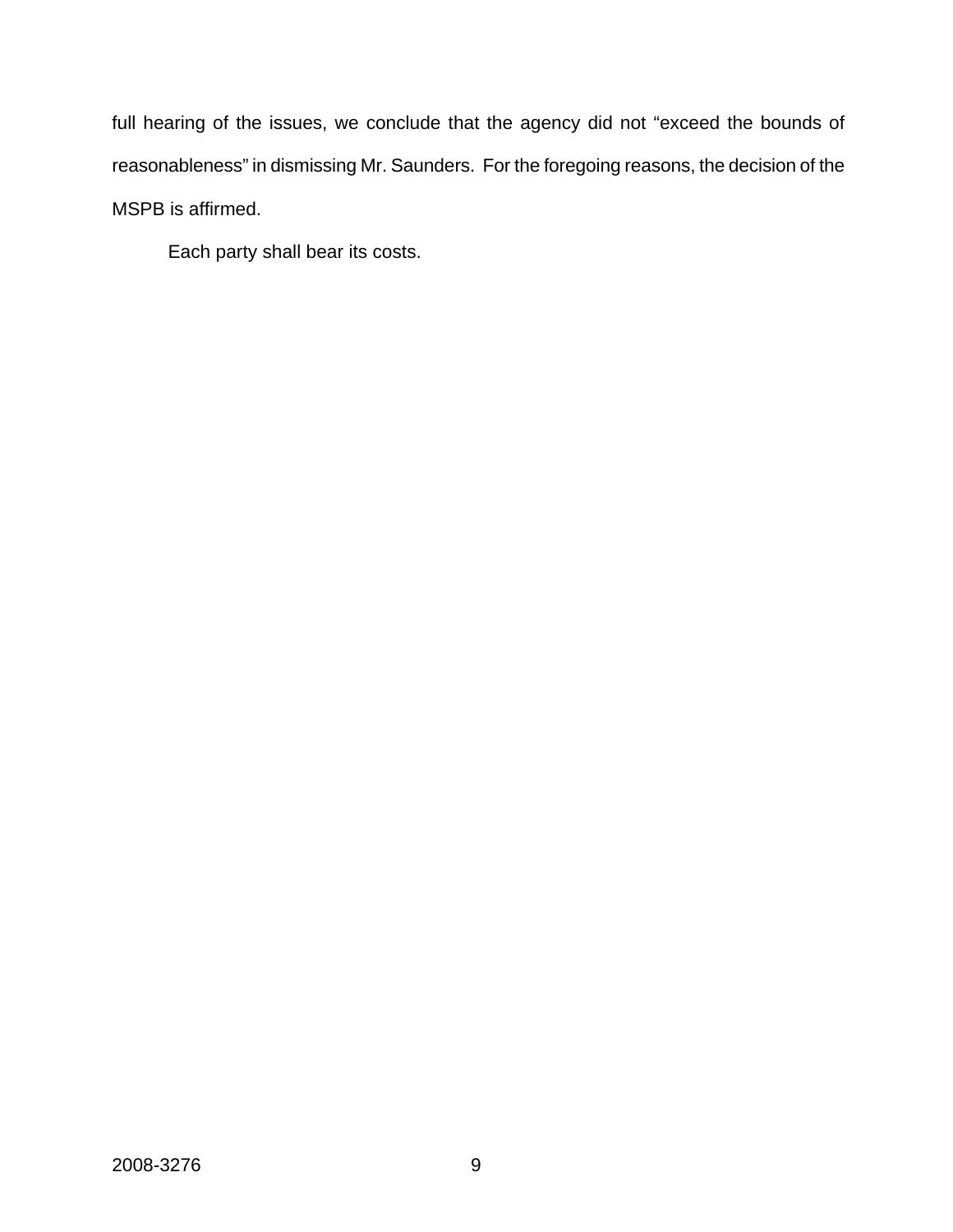full hearing of the issues, we conclude that the agency did not “exceed the bounds of reasonableness” in dismissing Mr. Saunders. For the foregoing reasons, the decision of the MSPB is affirmed.

Each party shall bear its costs.